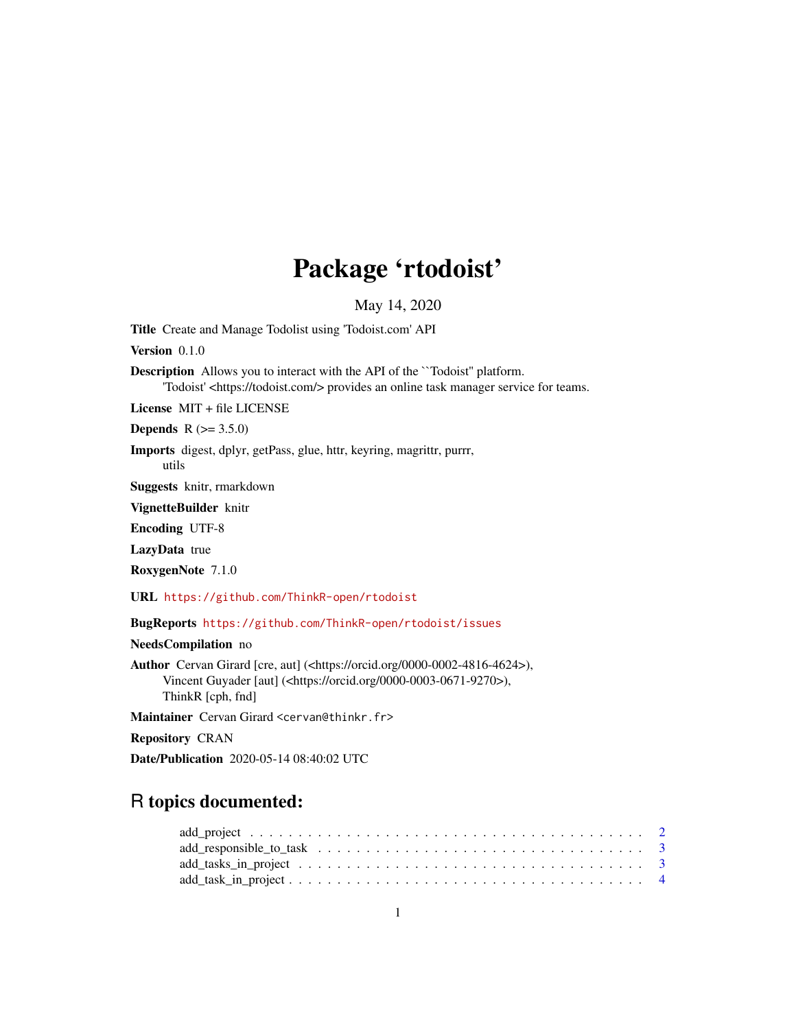# Package 'rtodoist'

May 14, 2020

**Title** Create and Manage Todolist using 'Todoist.com' API

**Version** 0.1.0

**Description** Allows you to interact with the API of the ``Todoist'' platform.
'Todoist' <https://todoist.com/> provides an online task manager service for teams.

**License** MIT + file LICENSE

**Depends** R (>= 3.5.0)

**Imports** digest, dplyr, getPass, glue, httr, keyring, magrittr, purrr, utils

**Suggests** knitr, rmarkdown

**VignetteBuilder** knitr

**Encoding** UTF-8

**LazyData** true

**RoxygenNote** 7.1.0

**URL** https://github.com/ThinkR-open/rtodoist

**BugReports** https://github.com/ThinkR-open/rtodoist/issues

**NeedsCompilation** no

**Author** Cervan Girard [cre, aut] (<https://orcid.org/0000-0002-4816-4624>),
Vincent Guyader [aut] (<https://orcid.org/0000-0003-0671-9270>),
ThinkR [cph, fnd]

**Maintainer** Cervan Girard <cervan@thinkr.fr>

**Repository** CRAN

**Date/Publication** 2020-05-14 08:40:02 UTC

## R topics documented:

- add_project . . . . . . . . . . . . . . . . . . . . . . . . . . . . . . . . . . . . . . . 2
- add_responsible_to_task . . . . . . . . . . . . . . . . . . . . . . . . . . . . . . . . . 3
- add_tasks_in_project . . . . . . . . . . . . . . . . . . . . . . . . . . . . . . . . . . . 3
- add_task_in_project . . . . . . . . . . . . . . . . . . . . . . . . . . . . . . . . . . . . 4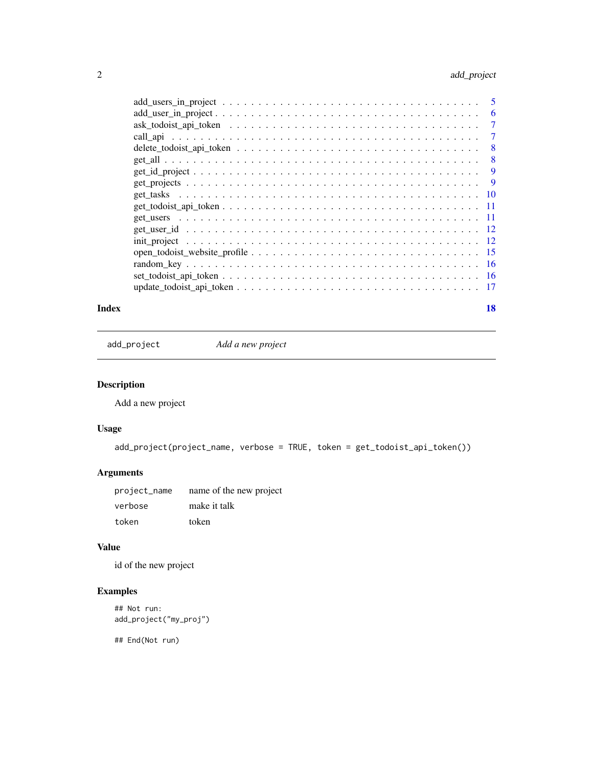add_users_in_project . . . . . . . . . . . . . . . . . . . . . . . . . . . . . . . . . 5
add_user_in_project . . . . . . . . . . . . . . . . . . . . . . . . . . . . . . . . . 6
ask_todoist_api_token . . . . . . . . . . . . . . . . . . . . . . . . . . . . . . . . 7
call_api . . . . . . . . . . . . . . . . . . . . . . . . . . . . . . . . . . . . . . 7
delete_todoist_api_token . . . . . . . . . . . . . . . . . . . . . . . . . . . . . . 8
get_all . . . . . . . . . . . . . . . . . . . . . . . . . . . . . . . . . . . . . . 8
get_id_project . . . . . . . . . . . . . . . . . . . . . . . . . . . . . . . . . . . 9
get_projects . . . . . . . . . . . . . . . . . . . . . . . . . . . . . . . . . . . 9
get_tasks . . . . . . . . . . . . . . . . . . . . . . . . . . . . . . . . . . . . . 10
get_todoist_api_token . . . . . . . . . . . . . . . . . . . . . . . . . . . . . . . 11
get_users . . . . . . . . . . . . . . . . . . . . . . . . . . . . . . . . . . . . . 11
get_user_id . . . . . . . . . . . . . . . . . . . . . . . . . . . . . . . . . . . . 12
init_project . . . . . . . . . . . . . . . . . . . . . . . . . . . . . . . . . . . . 12
open_todoist_website_profile . . . . . . . . . . . . . . . . . . . . . . . . . . . . 15
random_key . . . . . . . . . . . . . . . . . . . . . . . . . . . . . . . . . . . . 16
set_todoist_api_token . . . . . . . . . . . . . . . . . . . . . . . . . . . . . . . . 16
update_todoist_api_token . . . . . . . . . . . . . . . . . . . . . . . . . . . . . . 17

**Index** **18**

---

## `add_project` *Add a new project*

---

### Description

Add a new project

### Usage

```
add_project(project_name, verbose = TRUE, token = get_todoist_api_token())
```

### Arguments

| | |
|---|---|
| `project_name` | name of the new project |
| `verbose` | make it talk |
| `token` | token |

### Value

id of the new project

### Examples

```
## Not run:
add_project("my_proj")

## End(Not run)
```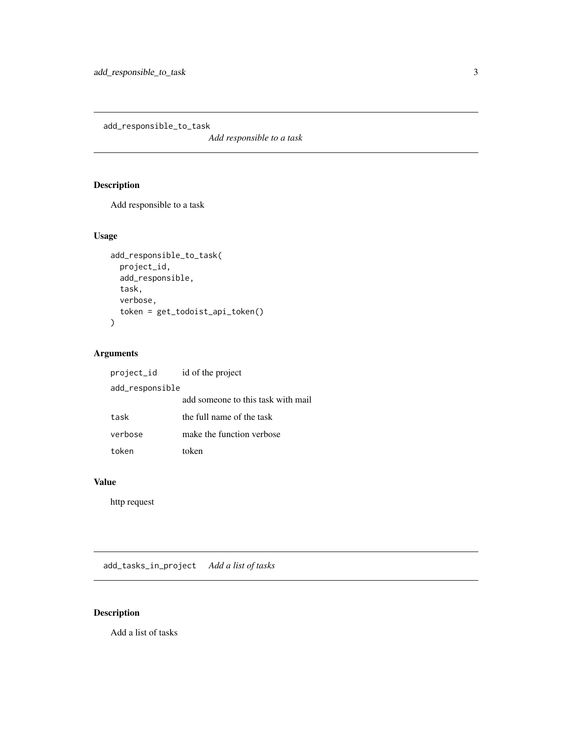## add_responsible_to_task

*Add responsible to a task*

### Description

Add responsible to a task

### Usage

```
add_responsible_to_task(
  project_id,
  add_responsible,
  task,
  verbose,
  token = get_todoist_api_token()
)
```

### Arguments

| | |
|---|---|
| project_id | id of the project |
| add_responsible | add someone to this task with mail |
| task | the full name of the task |
| verbose | make the function verbose |
| token | token |

### Value

http request

## add_tasks_in_project

*Add a list of tasks*

### Description

Add a list of tasks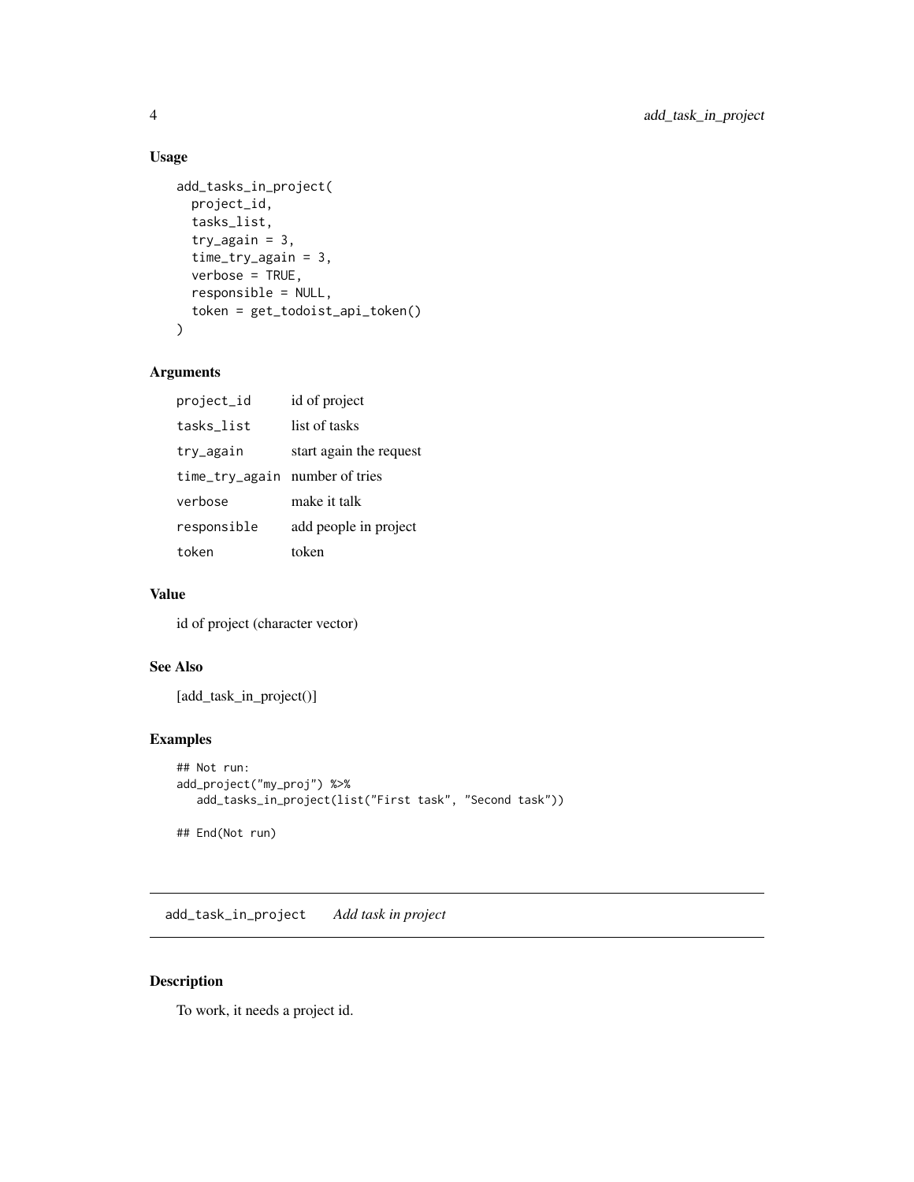### Usage

```
add_tasks_in_project(
  project_id,
  tasks_list,
  try_again = 3,
  time_try_again = 3,
  verbose = TRUE,
  responsible = NULL,
  token = get_todoist_api_token()
)
```

### Arguments

| | |
|---|---|
| `project_id` | id of project |
| `tasks_list` | list of tasks |
| `try_again` | start again the request |
| `time_try_again` | number of tries |
| `verbose` | make it talk |
| `responsible` | add people in project |
| `token` | token |

### Value

id of project (character vector)

### See Also

[add_task_in_project()]

### Examples

```
## Not run:
add_project("my_proj") %>%
   add_tasks_in_project(list("First task", "Second task"))

## End(Not run)
```

---

## add_task_in_project *Add task in project*

---

### Description

To work, it needs a project id.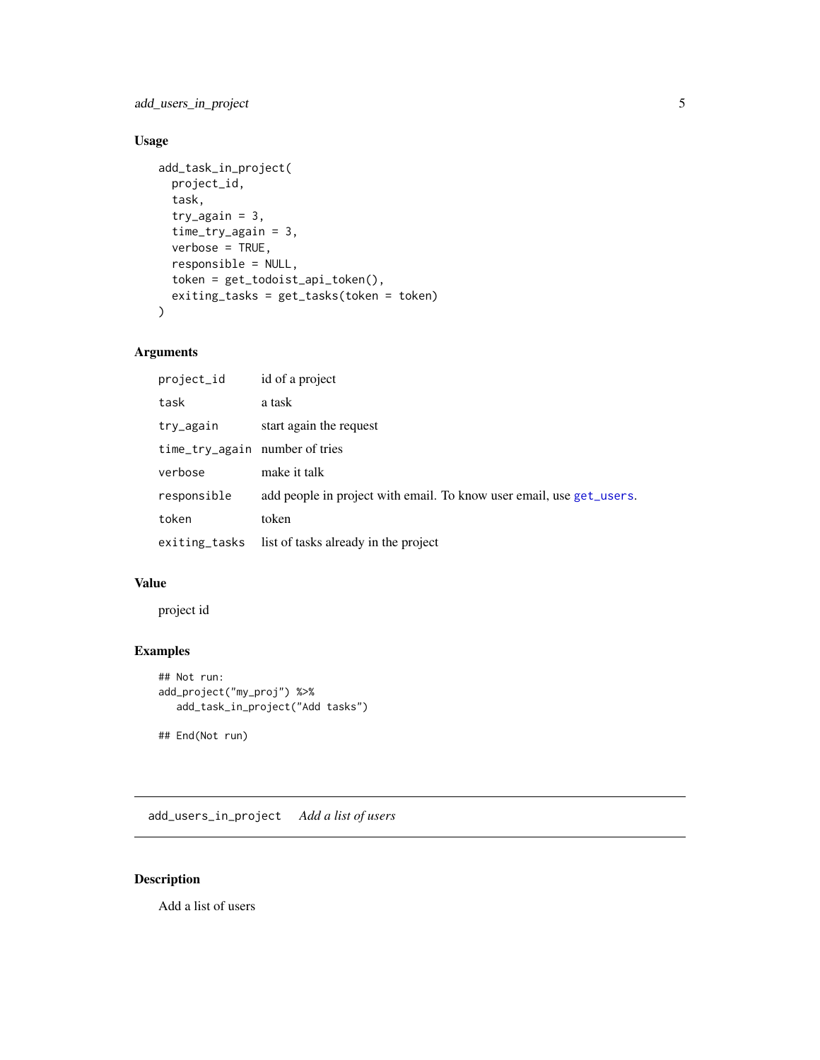### Usage

```
add_task_in_project(
  project_id,
  task,
  try_again = 3,
  time_try_again = 3,
  verbose = TRUE,
  responsible = NULL,
  token = get_todoist_api_token(),
  exiting_tasks = get_tasks(token = token)
)
```

### Arguments

| | |
|---|---|
| `project_id` | id of a project |
| `task` | a task |
| `try_again` | start again the request |
| `time_try_again` | number of tries |
| `verbose` | make it talk |
| `responsible` | add people in project with email. To know user email, use `get_users`. |
| `token` | token |
| `exiting_tasks` | list of tasks already in the project |

### Value

project id

### Examples

```
## Not run:
add_project("my_proj") %>%
   add_task_in_project("Add tasks")

## End(Not run)
```

---

## `add_users_in_project` *Add a list of users*

### Description

Add a list of users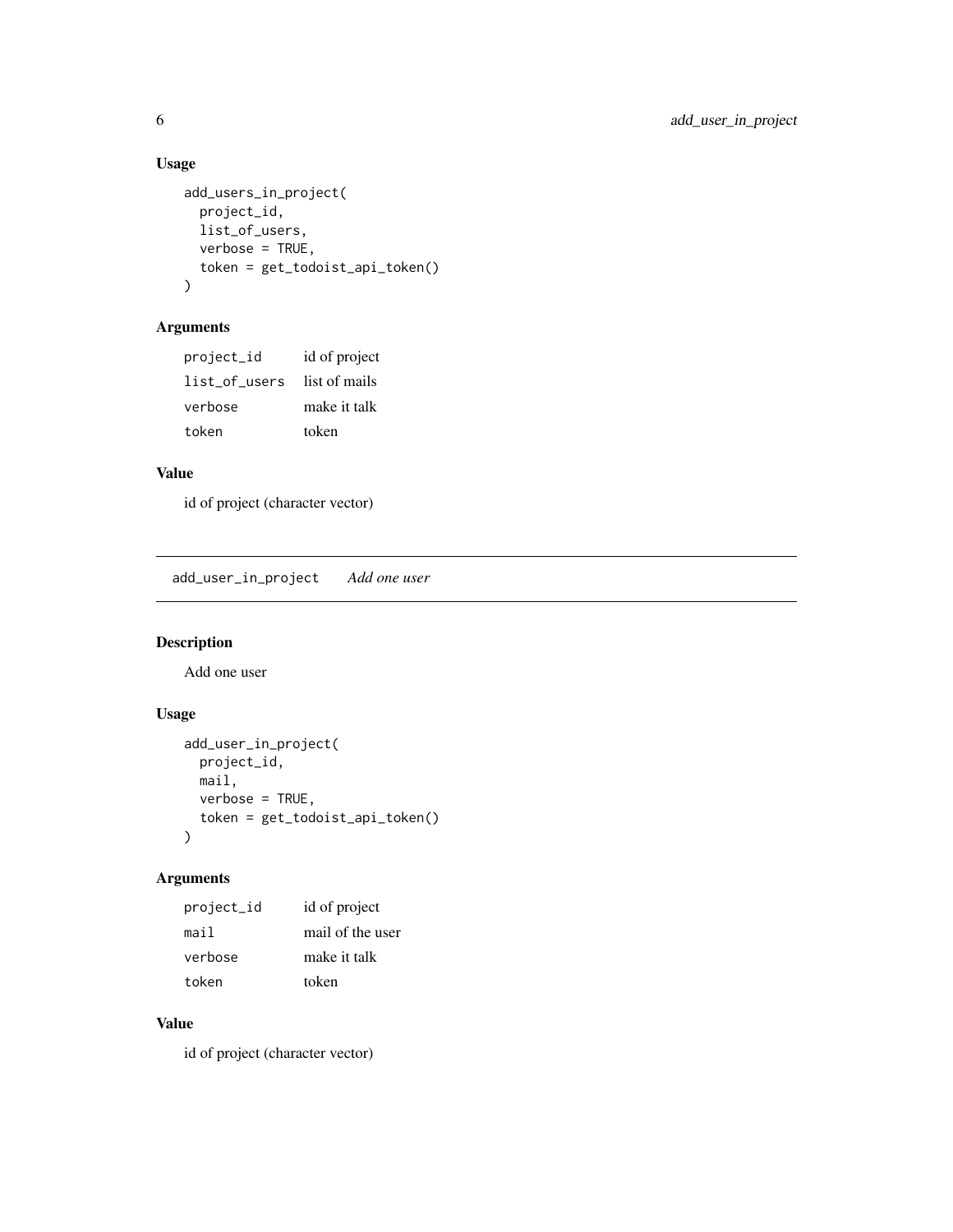### Usage

```
add_users_in_project(
  project_id,
  list_of_users,
  verbose = TRUE,
  token = get_todoist_api_token()
)
```

### Arguments

| | |
|---|---|
| project_id | id of project |
| list_of_users | list of mails |
| verbose | make it talk |
| token | token |

### Value

id of project (character vector)

---

## add_user_in_project *Add one user*

---

### Description

Add one user

### Usage

```
add_user_in_project(
  project_id,
  mail,
  verbose = TRUE,
  token = get_todoist_api_token()
)
```

### Arguments

| | |
|---|---|
| project_id | id of project |
| mail | mail of the user |
| verbose | make it talk |
| token | token |

### Value

id of project (character vector)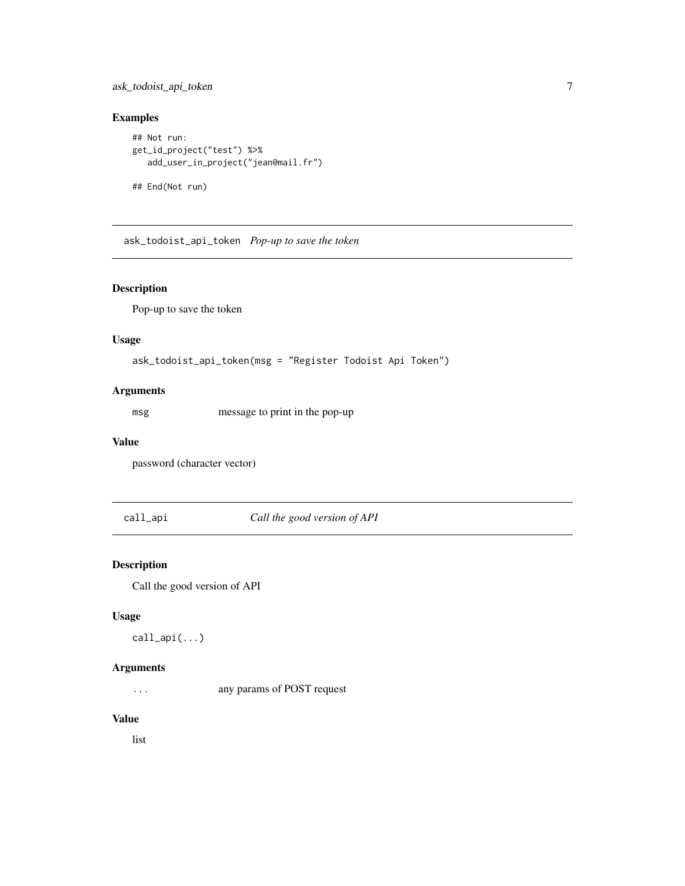### Examples

```
## Not run:
get_id_project("test") %>%
   add_user_in_project("jean@mail.fr")

## End(Not run)
```

---

## ask_todoist_api_token *Pop-up to save the token*

---

### Description

Pop-up to save the token

### Usage

```
ask_todoist_api_token(msg = "Register Todoist Api Token")
```

### Arguments

| | |
|---|---|
| `msg` | message to print in the pop-up |

### Value

password (character vector)

---

## call_api *Call the good version of API*

---

### Description

Call the good version of API

### Usage

```
call_api(...)
```

### Arguments

| | |
|---|---|
| `...` | any params of POST request |

### Value

list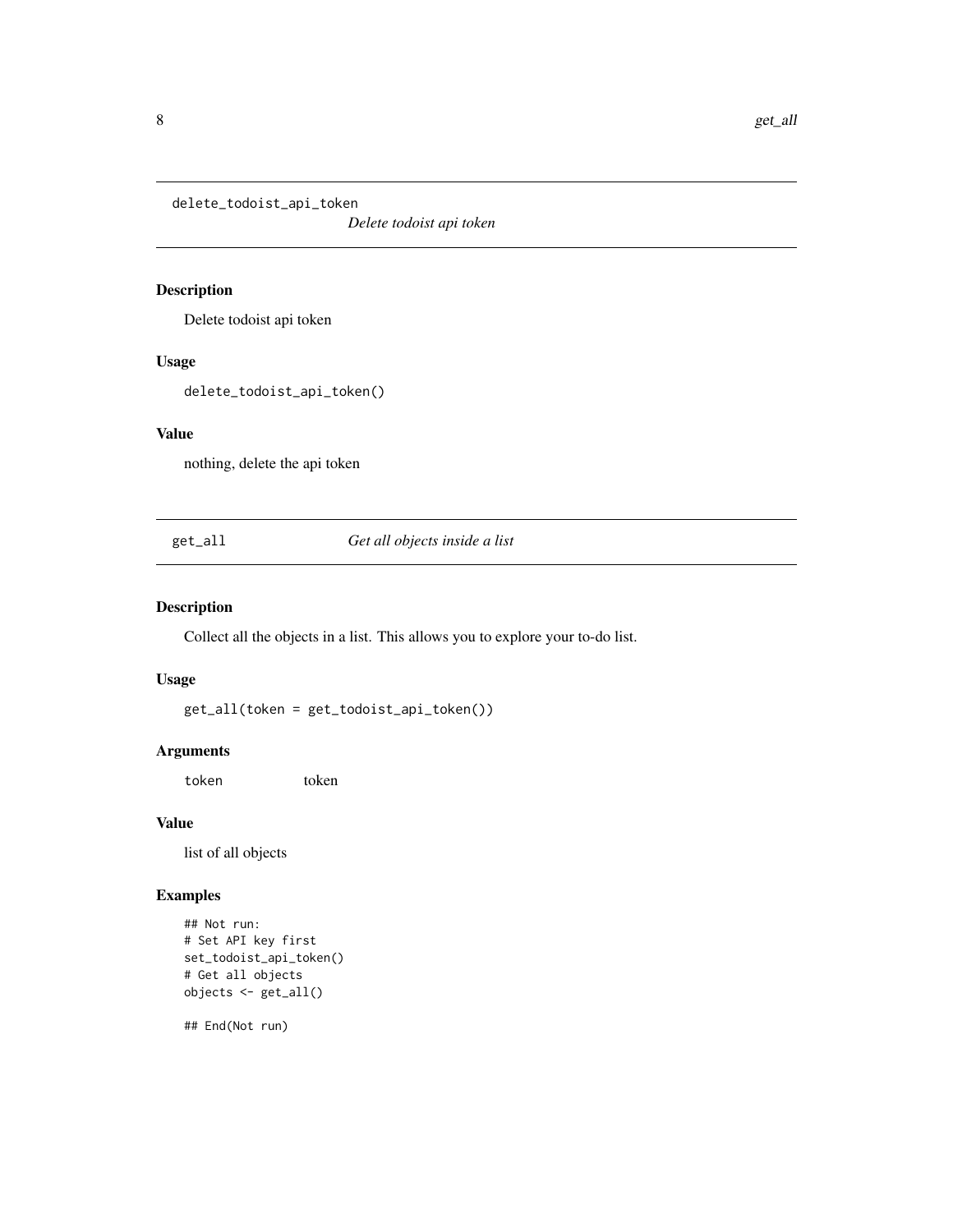## delete_todoist_api_token — *Delete todoist api token*

### Description

Delete todoist api token

### Usage

```
delete_todoist_api_token()
```

### Value

nothing, delete the api token

## get_all — *Get all objects inside a list*

### Description

Collect all the objects in a list. This allows you to explore your to-do list.

### Usage

```
get_all(token = get_todoist_api_token())
```

### Arguments

| | |
|---|---|
| `token` | token |

### Value

list of all objects

### Examples

```
## Not run:
# Set API key first
set_todoist_api_token()
# Get all objects
objects <- get_all()

## End(Not run)
```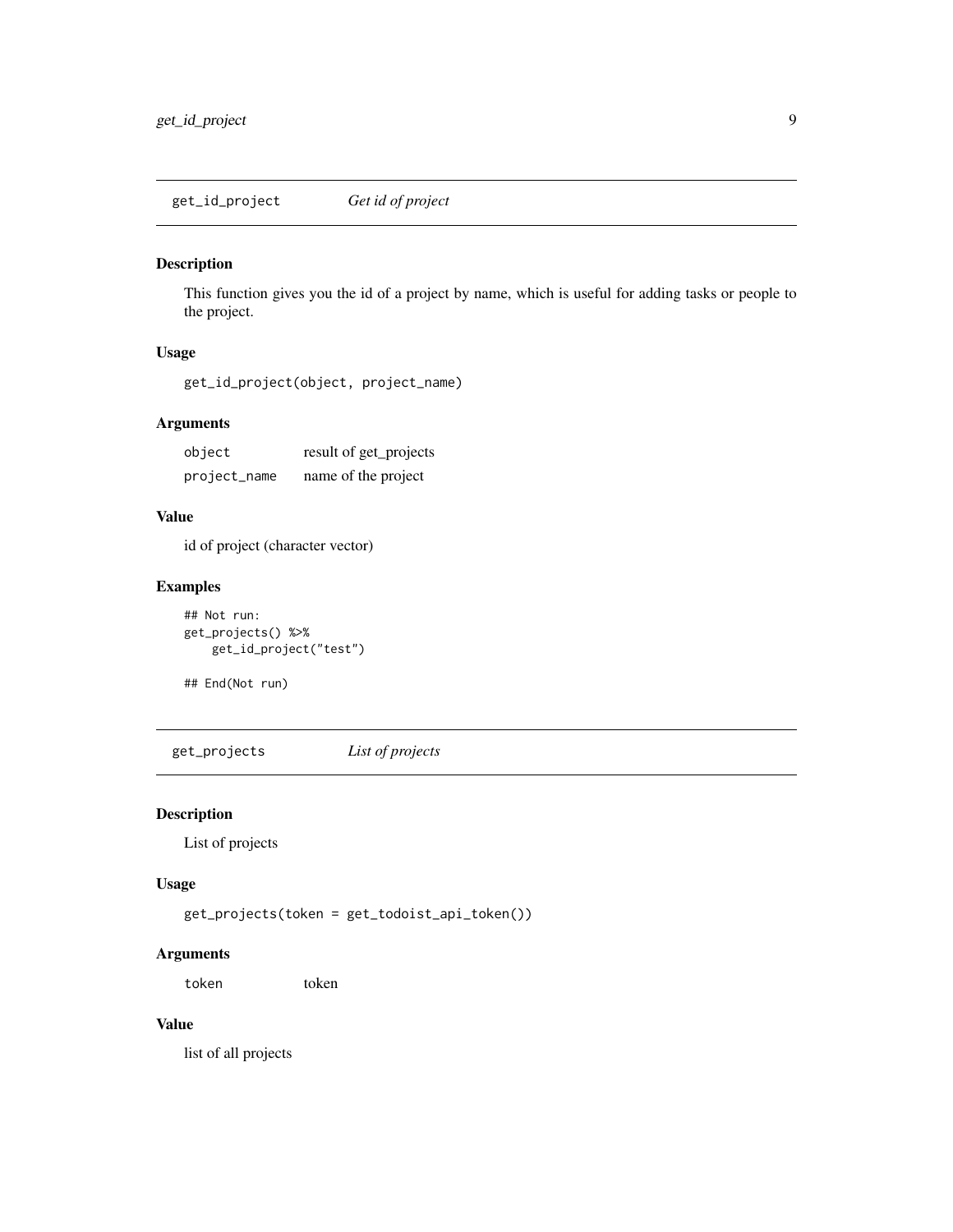## get_id_project — *Get id of project*

### Description

This function gives you the id of a project by name, which is useful for adding tasks or people to the project.

### Usage

```
get_id_project(object, project_name)
```

### Arguments

| | |
|---|---|
| `object` | result of get_projects |
| `project_name` | name of the project |

### Value

id of project (character vector)

### Examples

```
## Not run:
get_projects() %>%
    get_id_project("test")

## End(Not run)
```

## get_projects — *List of projects*

### Description

List of projects

### Usage

```
get_projects(token = get_todoist_api_token())
```

### Arguments

| | |
|---|---|
| `token` | token |

### Value

list of all projects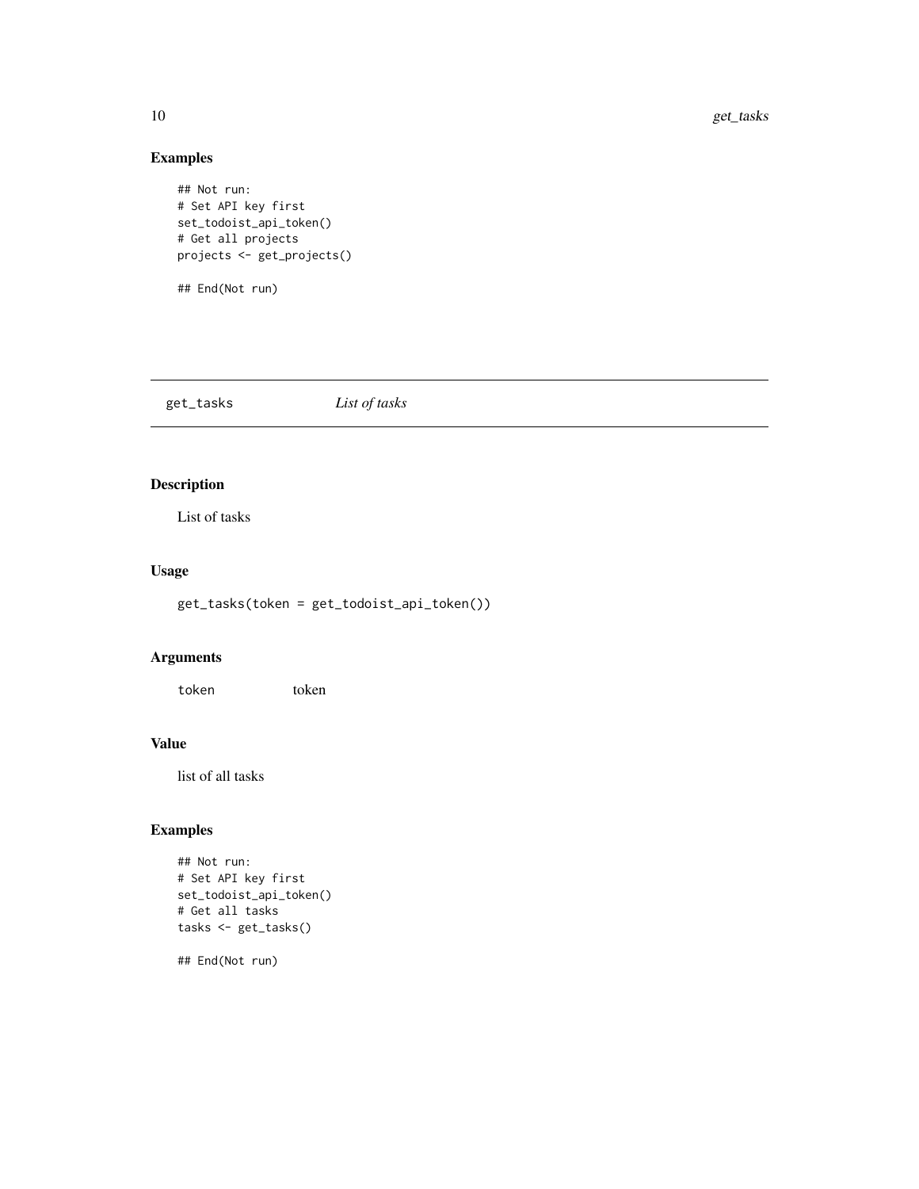## Examples

```
## Not run:
# Set API key first
set_todoist_api_token()
# Get all projects
projects <- get_projects()

## End(Not run)
```

---

# get_tasks *List of tasks*

---

## Description

List of tasks

## Usage

```
get_tasks(token = get_todoist_api_token())
```

## Arguments

| | |
|---|---|
| token | token |

## Value

list of all tasks

## Examples

```
## Not run:
# Set API key first
set_todoist_api_token()
# Get all tasks
tasks <- get_tasks()

## End(Not run)
```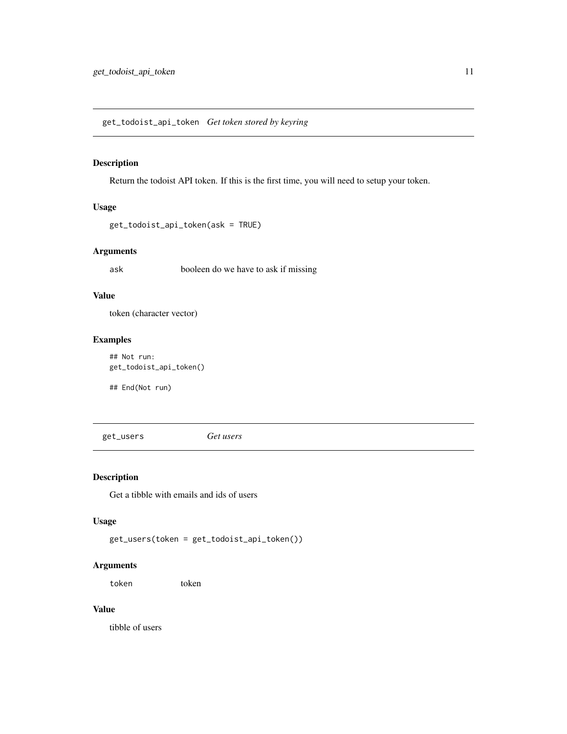## get_todoist_api_token *Get token stored by keyring*

### Description

Return the todoist API token. If this is the first time, you will need to setup your token.

### Usage

```
get_todoist_api_token(ask = TRUE)
```

### Arguments

| | |
|---|---|
| ask | booleen do we have to ask if missing |

### Value

token (character vector)

### Examples

```
## Not run:
get_todoist_api_token()

## End(Not run)
```

## get_users *Get users*

### Description

Get a tibble with emails and ids of users

### Usage

```
get_users(token = get_todoist_api_token())
```

### Arguments

| | |
|---|---|
| token | token |

### Value

tibble of users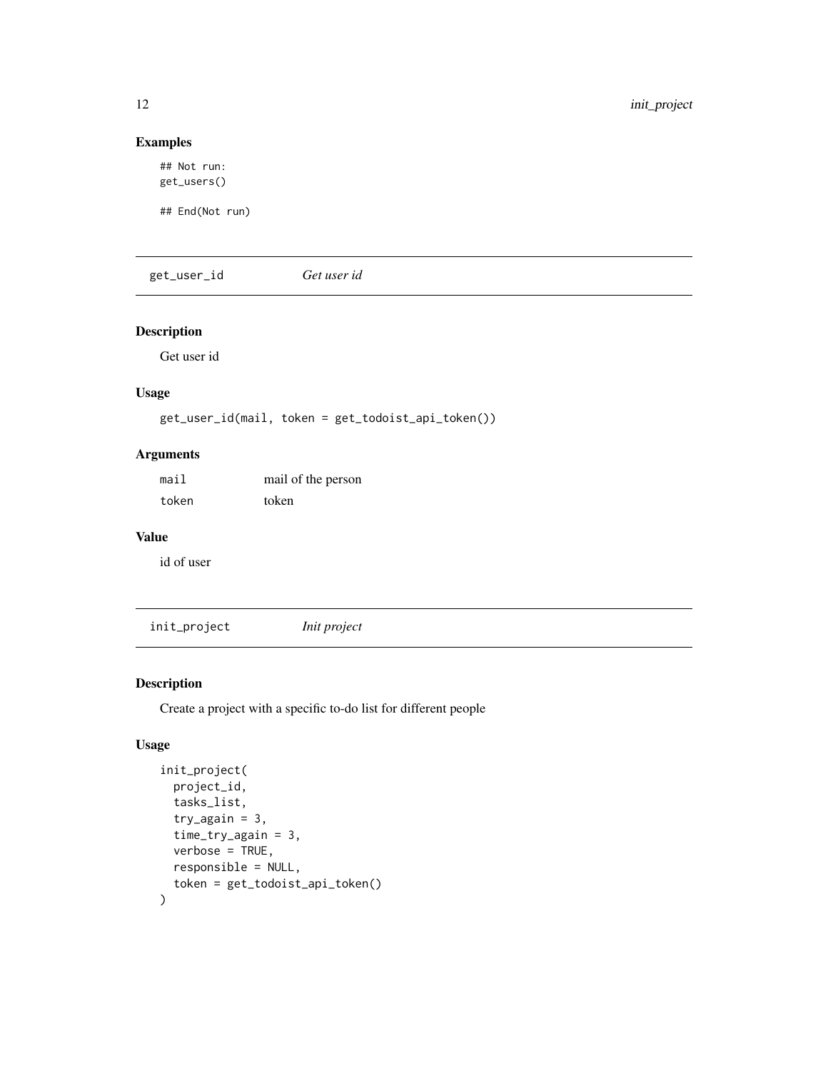### Examples

```
## Not run:
get_users()

## End(Not run)
```

## get_user_id — *Get user id*

### Description

Get user id

### Usage

```
get_user_id(mail, token = get_todoist_api_token())
```

### Arguments

| | |
|---|---|
| mail | mail of the person |
| token | token |

### Value

id of user

## init_project — *Init project*

### Description

Create a project with a specific to-do list for different people

### Usage

```
init_project(
  project_id,
  tasks_list,
  try_again = 3,
  time_try_again = 3,
  verbose = TRUE,
  responsible = NULL,
  token = get_todoist_api_token()
)
```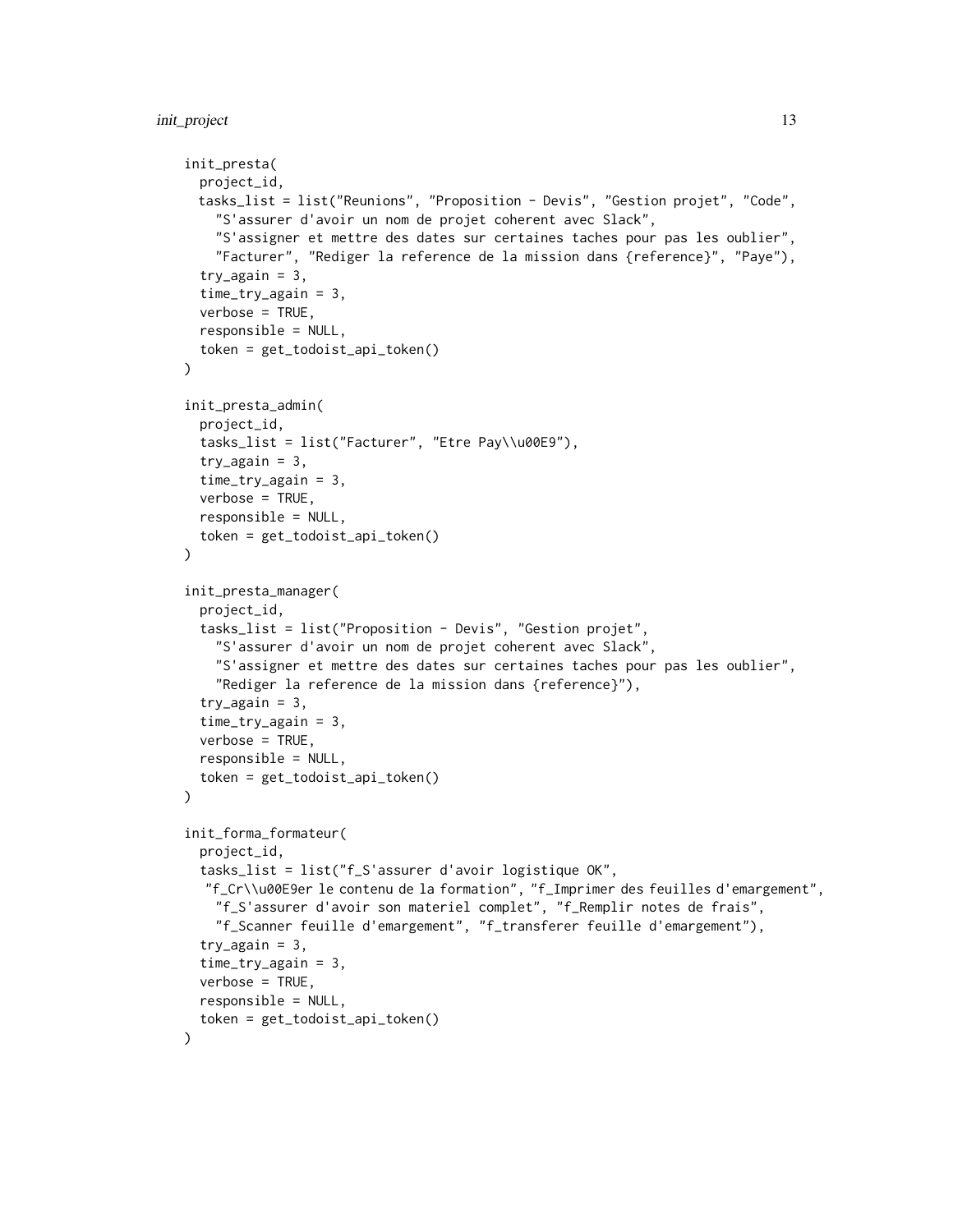```
init_presta(
  project_id,
  tasks_list = list("Reunions", "Proposition - Devis", "Gestion projet", "Code",
    "S'assurer d'avoir un nom de projet coherent avec Slack",
    "S'assigner et mettre des dates sur certaines taches pour pas les oublier",
    "Facturer", "Rediger la reference de la mission dans {reference}", "Paye"),
  try_again = 3,
  time_try_again = 3,
  verbose = TRUE,
  responsible = NULL,
  token = get_todoist_api_token()
)

init_presta_admin(
  project_id,
  tasks_list = list("Facturer", "Etre Pay\\u00E9"),
  try_again = 3,
  time_try_again = 3,
  verbose = TRUE,
  responsible = NULL,
  token = get_todoist_api_token()
)

init_presta_manager(
  project_id,
  tasks_list = list("Proposition - Devis", "Gestion projet",
    "S'assurer d'avoir un nom de projet coherent avec Slack",
    "S'assigner et mettre des dates sur certaines taches pour pas les oublier",
    "Rediger la reference de la mission dans {reference}"),
  try_again = 3,
  time_try_again = 3,
  verbose = TRUE,
  responsible = NULL,
  token = get_todoist_api_token()
)

init_forma_formateur(
  project_id,
  tasks_list = list("f_S'assurer d'avoir logistique OK",
   "f_Cr\\u00E9er le contenu de la formation", "f_Imprimer des feuilles d'emargement",
    "f_S'assurer d'avoir son materiel complet", "f_Remplir notes de frais",
    "f_Scanner feuille d'emargement", "f_transferer feuille d'emargement"),
  try_again = 3,
  time_try_again = 3,
  verbose = TRUE,
  responsible = NULL,
  token = get_todoist_api_token()
)
```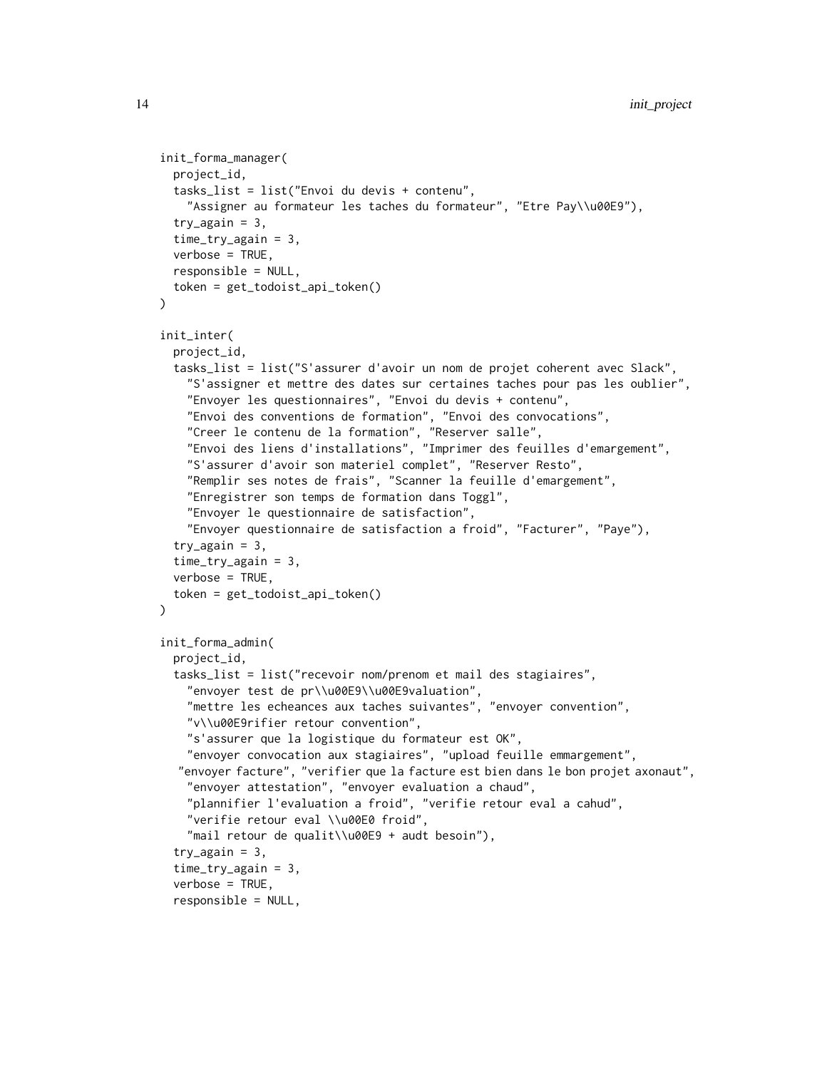```
init_forma_manager(
  project_id,
  tasks_list = list("Envoi du devis + contenu",
    "Assigner au formateur les taches du formateur", "Etre Pay\\u00E9"),
  try_again = 3,
  time_try_again = 3,
  verbose = TRUE,
  responsible = NULL,
  token = get_todoist_api_token()
)

init_inter(
  project_id,
  tasks_list = list("S'assurer d'avoir un nom de projet coherent avec Slack",
    "S'assigner et mettre des dates sur certaines taches pour pas les oublier",
    "Envoyer les questionnaires", "Envoi du devis + contenu",
    "Envoi des conventions de formation", "Envoi des convocations",
    "Creer le contenu de la formation", "Reserver salle",
    "Envoi des liens d'installations", "Imprimer des feuilles d'emargement",
    "S'assurer d'avoir son materiel complet", "Reserver Resto",
    "Remplir ses notes de frais", "Scanner la feuille d'emargement",
    "Enregistrer son temps de formation dans Toggl",
    "Envoyer le questionnaire de satisfaction",
    "Envoyer questionnaire de satisfaction a froid", "Facturer", "Paye"),
  try_again = 3,
  time_try_again = 3,
  verbose = TRUE,
  token = get_todoist_api_token()
)

init_forma_admin(
  project_id,
  tasks_list = list("recevoir nom/prenom et mail des stagiaires",
    "envoyer test de pr\\u00E9\\u00E9valuation",
    "mettre les echeances aux taches suivantes", "envoyer convention",
    "v\\u00E9rifier retour convention",
    "s'assurer que la logistique du formateur est OK",
    "envoyer convocation aux stagiaires", "upload feuille emmargement",
   "envoyer facture", "verifier que la facture est bien dans le bon projet axonaut",
    "envoyer attestation", "envoyer evaluation a chaud",
    "plannifier l'evaluation a froid", "verifie retour eval a cahud",
    "verifie retour eval \\u00E0 froid",
    "mail retour de qualit\\u00E9 + audt besoin"),
  try_again = 3,
  time_try_again = 3,
  verbose = TRUE,
  responsible = NULL,
```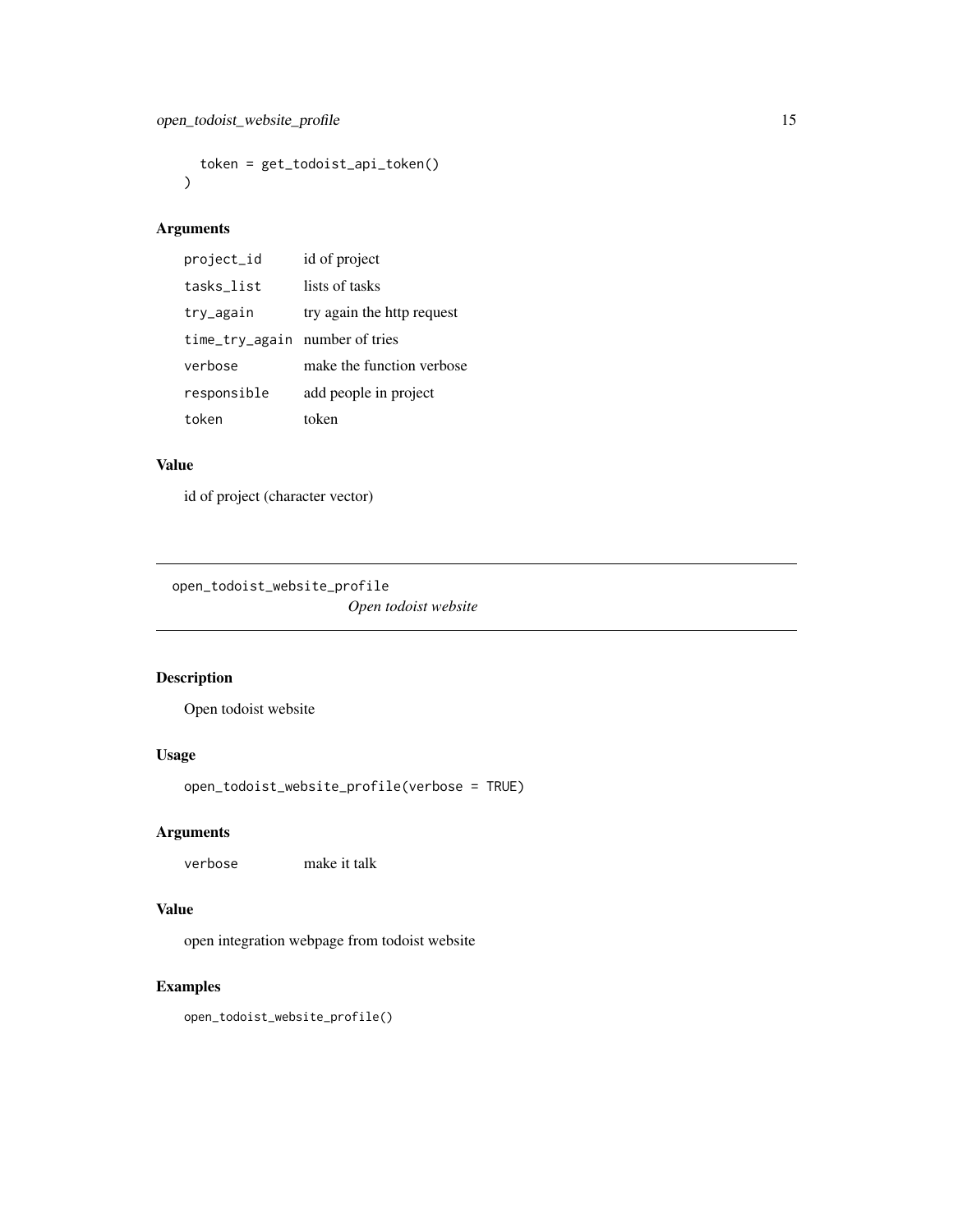```
  token = get_todoist_api_token()
)
```

### Arguments

| | |
|---|---|
| project_id | id of project |
| tasks_list | lists of tasks |
| try_again | try again the http request |
| time_try_again | number of tries |
| verbose | make the function verbose |
| responsible | add people in project |
| token | token |

### Value

id of project (character vector)

---

## open_todoist_website_profile

*Open todoist website*

---

### Description

Open todoist website

### Usage

```
open_todoist_website_profile(verbose = TRUE)
```

### Arguments

| | |
|---|---|
| verbose | make it talk |

### Value

open integration webpage from todoist website

### Examples

```
open_todoist_website_profile()
```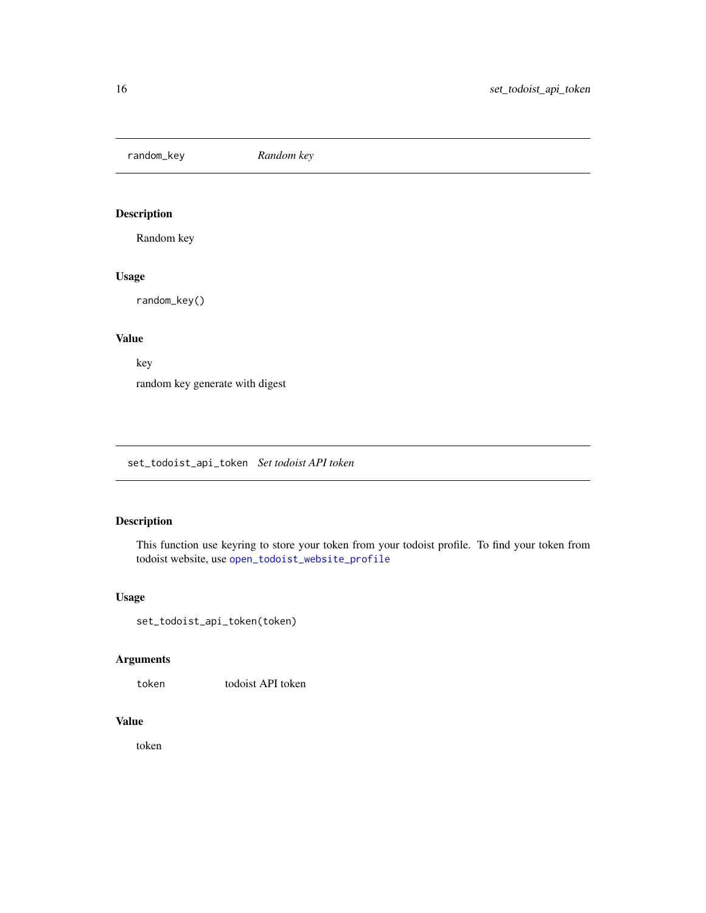## random_key — *Random key*

### Description

Random key

### Usage

```
random_key()
```

### Value

key

random key generate with digest

## set_todoist_api_token — *Set todoist API token*

### Description

This function use keyring to store your token from your todoist profile. To find your token from todoist website, use `open_todoist_website_profile`

### Usage

```
set_todoist_api_token(token)
```

### Arguments

| | |
|---|---|
| `token` | todoist API token |

### Value

token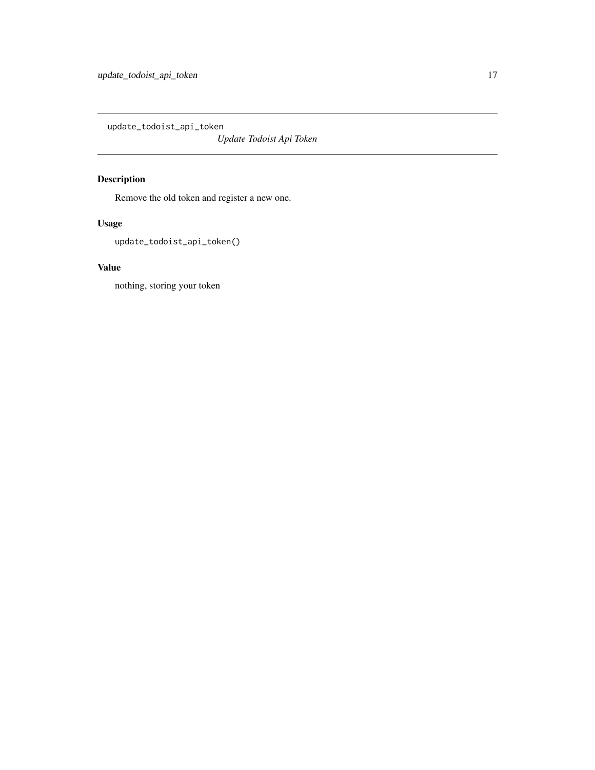## update_todoist_api_token

*Update Todoist Api Token*

### Description

Remove the old token and register a new one.

### Usage

```
update_todoist_api_token()
```

### Value

nothing, storing your token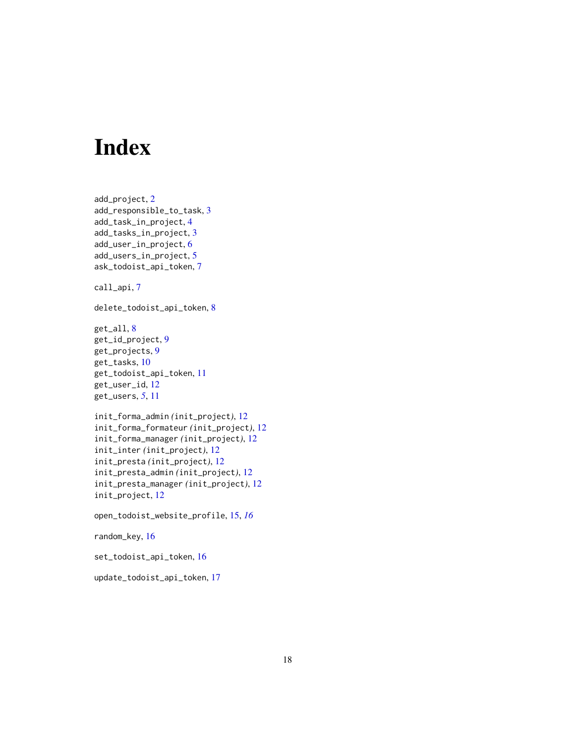# Index

add_project, 2
add_responsible_to_task, 3
add_task_in_project, 4
add_tasks_in_project, 3
add_user_in_project, 6
add_users_in_project, 5
ask_todoist_api_token, 7

call_api, 7

delete_todoist_api_token, 8

get_all, 8
get_id_project, 9
get_projects, 9
get_tasks, 10
get_todoist_api_token, 11
get_user_id, 12
get_users, *5*, 11

init_forma_admin *(init_project)*, 12
init_forma_formateur *(init_project)*, 12
init_forma_manager *(init_project)*, 12
init_inter *(init_project)*, 12
init_presta *(init_project)*, 12
init_presta_admin *(init_project)*, 12
init_presta_manager *(init_project)*, 12
init_project, 12

open_todoist_website_profile, 15, *16*

random_key, 16

set_todoist_api_token, 16

update_todoist_api_token, 17